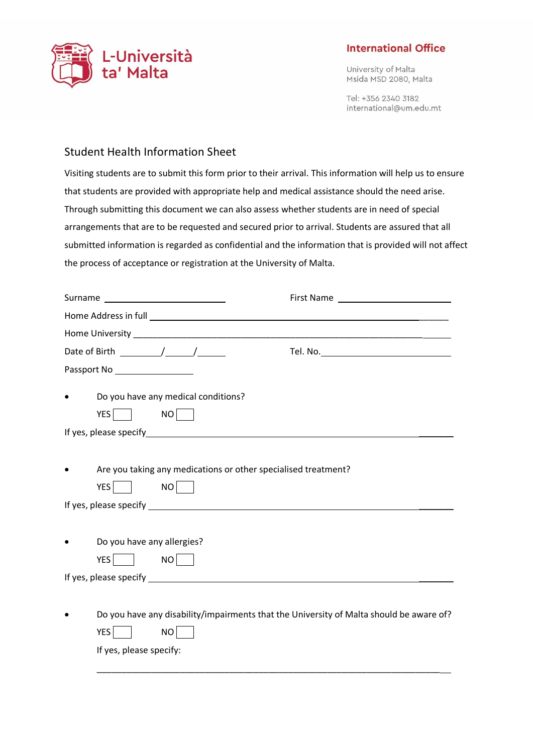L-Università ta' Malta

**International Office**

University of Malta
Msida MSD 2080, Malta

Tel: +356 2340 3182
international@um.edu.mt

## Student Health Information Sheet

Visiting students are to submit this form prior to their arrival. This information will help us to ensure that students are provided with appropriate help and medical assistance should the need arise. Through submitting this document we can also assess whether students are in need of special arrangements that are to be requested and secured prior to arrival. Students are assured that all submitted information is regarded as confidential and the information that is provided will not affect the process of acceptance or registration at the University of Malta.

Surname ______________________ First Name ______________________

Home Address in full ____________________________________________________________

Home University ________________________________________________________________

Date of Birth ________/______/______ Tel. No.______________________

Passport No ________________

- Do you have any medical conditions?

  YES ☐ NO ☐

If yes, please specify____________________________________________________________

- Are you taking any medications or other specialised treatment?

  YES ☐ NO ☐

If yes, please specify ____________________________________________________________

- Do you have any allergies?

  YES ☐ NO ☐

If yes, please specify ____________________________________________________________

- Do you have any disability/impairments that the University of Malta should be aware of?

  YES ☐ NO ☐

  If yes, please specify:

  ________________________________________________________________________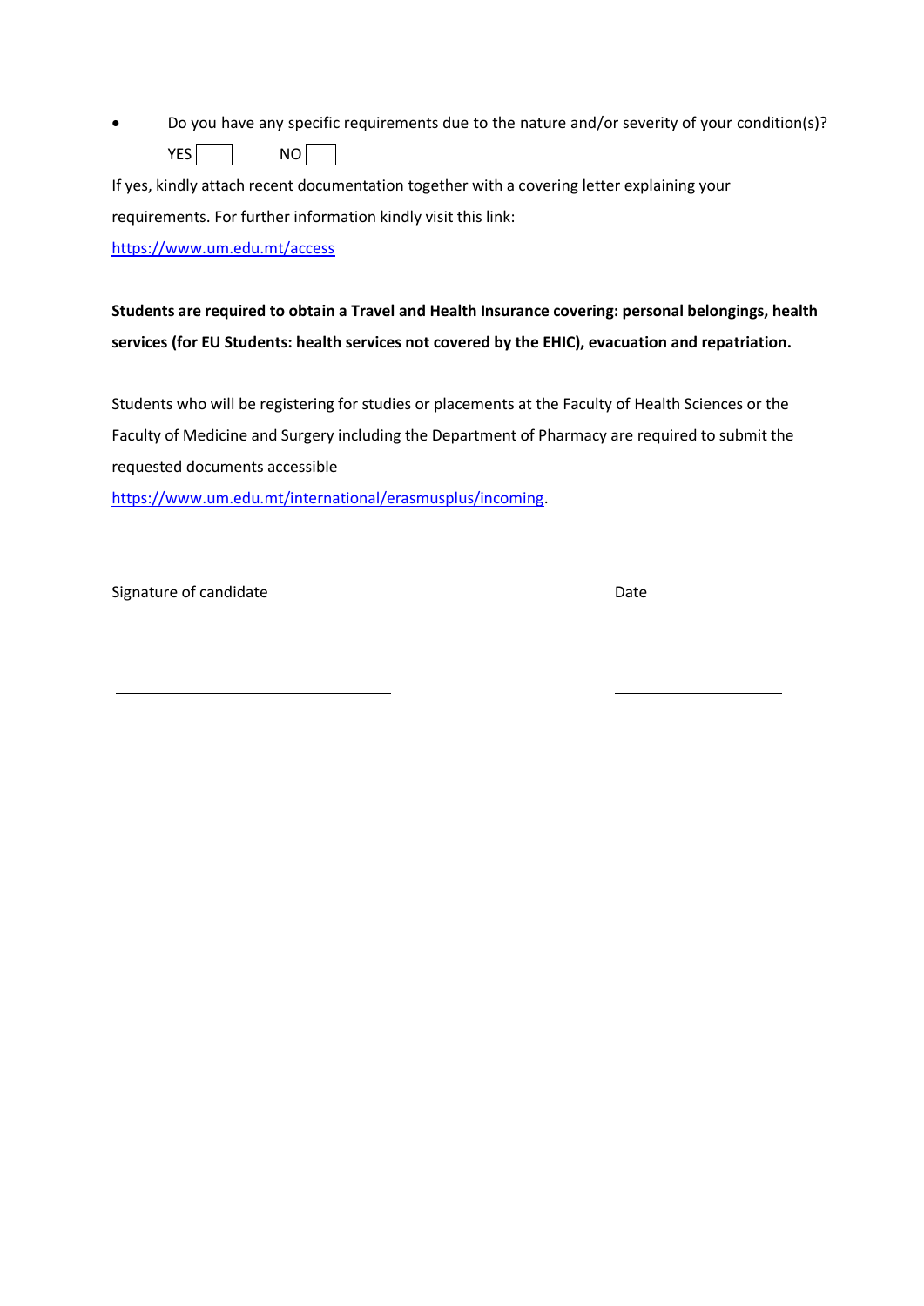- Do you have any specific requirements due to the nature and/or severity of your condition(s)?

  YES ☐ NO ☐

If yes, kindly attach recent documentation together with a covering letter explaining your requirements. For further information kindly visit this link:

https://www.um.edu.mt/access

**Students are required to obtain a Travel and Health Insurance covering: personal belongings, health services (for EU Students: health services not covered by the EHIC), evacuation and repatriation.**

Students who will be registering for studies or placements at the Faculty of Health Sciences or the Faculty of Medicine and Surgery including the Department of Pharmacy are required to submit the requested documents accessible

https://www.um.edu.mt/international/erasmusplus/incoming.

Signature of candidate ____________________

Date ____________________